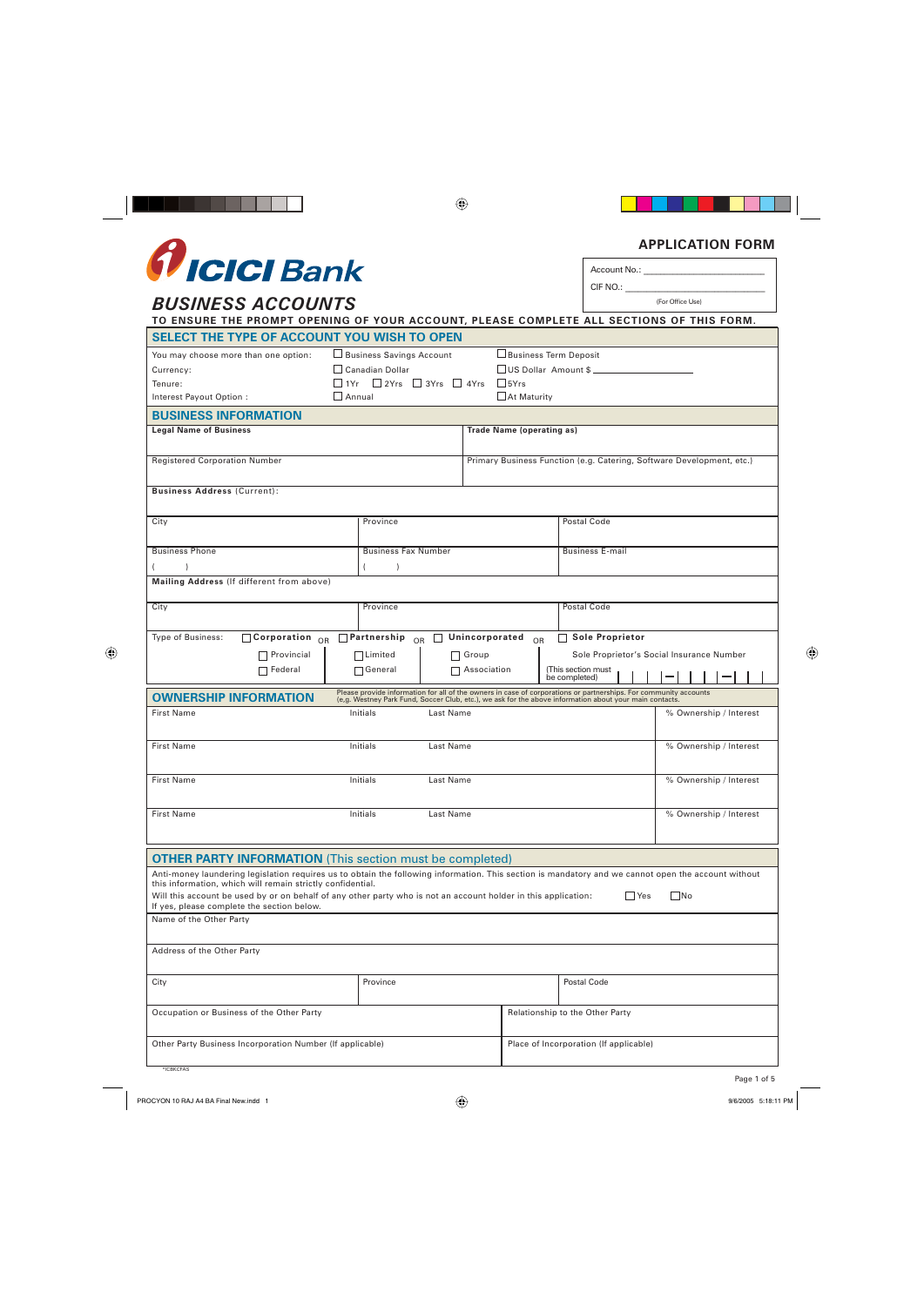# ICICI Bank

## BUSINESS ACCOUNTS

**APPLICATION FORM**

Account No.: ______________________

CIF NO.: ______________________

(For Office Use)

**TO ENSURE THE PROMPT OPENING OF YOUR ACCOUNT, PLEASE COMPLETE ALL SECTIONS OF THIS FORM.**

## SELECT THE TYPE OF ACCOUNT YOU WISH TO OPEN

| | | |
|---|---|---|
| You may choose more than one option: | ☐ Business Savings Account | ☐ Business Term Deposit |
| Currency: | ☐ Canadian Dollar | ☐ US Dollar Amount $ ____________ |
| Tenure: | ☐ 1Yr ☐ 2Yrs ☐ 3Yrs ☐ 4Yrs | ☐ 5Yrs |
| Interest Payout Option : | ☐ Annual | ☐ At Maturity |

## BUSINESS INFORMATION

| | | |
|---|---|---|
| **Legal Name of Business** | | **Trade Name (operating as)** |
| Registered Corporation Number | | Primary Business Function (e.g. Catering, Software Development, etc.) |
| **Business Address** (Current): | | |
| City | Province | Postal Code |
| Business Phone ( ) | Business Fax Number ( ) | Business E-mail |
| **Mailing Address** (If different from above) | | |
| City | Province | Postal Code |

Type of Business: ☐ **Corporation** OR ☐ **Partnership** OR ☐ **Unincorporated** OR ☐ **Sole Proprietor**

- Corporation: ☐ Provincial ☐ Federal
- Partnership: ☐ Limited ☐ General
- Unincorporated: ☐ Group ☐ Association
- Sole Proprietor's Social Insurance Number (This section must be completed) ___ ___ ___ – ___ ___ ___ – ___ ___ ___

## OWNERSHIP INFORMATION

Please provide information for all of the owners in case of corporations or partnerships. For community accounts (e.g. Westney Park Fund, Soccer Club, etc.), we ask for the above information about your main contacts.

| First Name | Initials | Last Name | % Ownership / Interest |
|---|---|---|---|
| First Name | Initials | Last Name | % Ownership / Interest |
| First Name | Initials | Last Name | % Ownership / Interest |
| First Name | Initials | Last Name | % Ownership / Interest |

## OTHER PARTY INFORMATION (This section must be completed)

Anti-money laundering legislation requires us to obtain the following information. This section is mandatory and we cannot open the account without this information, which will remain strictly confidential.

Will this account be used by or on behalf of any other party who is not an account holder in this application: ☐ Yes ☐ No

If yes, please complete the section below.

| | | |
|---|---|---|
| Name of the Other Party | | |
| Address of the Other Party | | |
| City | Province | Postal Code |
| Occupation or Business of the Other Party | | Relationship to the Other Party |
| Other Party Business Incorporation Number (If applicable) | | Place of Incorporation (If applicable) |

*ICBKCFAS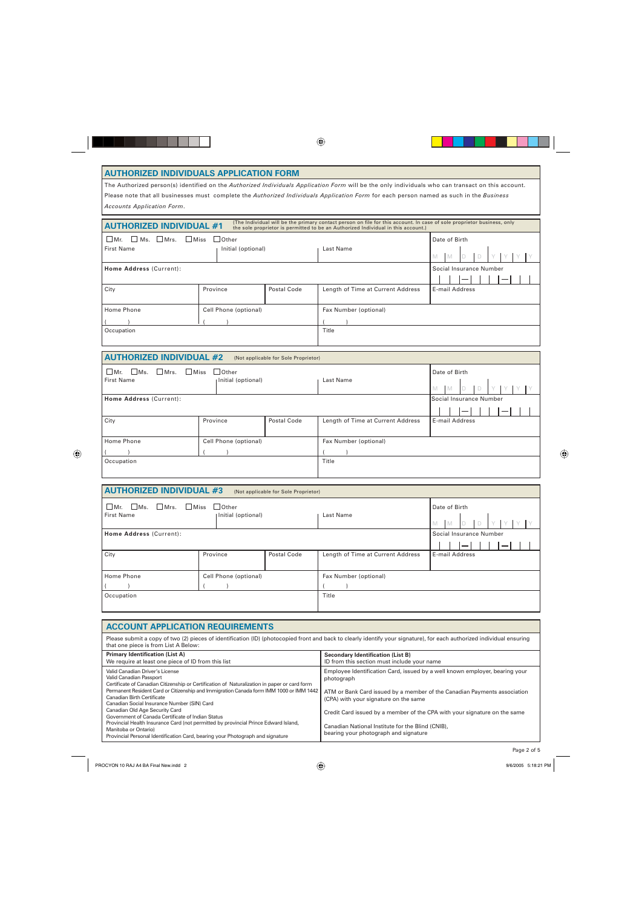## AUTHORIZED INDIVIDUALS APPLICATION FORM

The Authorized person(s) identified on the *Authorized Individuals Application Form* will be the only individuals who can transact on this account. Please note that all businesses must complete the *Authorized Individuals Application Form* for each person named as such in the *Business Accounts Application Form*.

## AUTHORIZED INDIVIDUAL #1

(The Individual will be the primary contact person on file for this account. In case of sole proprietor business, only the sole proprietor is permitted to be an Authorized Individual in this account.)

☐ Mr. ☐ Ms. ☐ Mrs. ☐ Miss ☐ Other

| First Name | Initial (optional) | | Last Name | Date of Birth M M D D Y Y Y Y |
|---|---|---|---|---|
| **Home Address** (Current): | | | | Social Insurance Number ___ ___ ___ — ___ ___ ___ — ___ ___ ___ |
| City | Province | Postal Code | Length of Time at Current Address | E-mail Address |
| Home Phone ( ) | Cell Phone (optional) ( ) | | Fax Number (optional) ( ) | |
| Occupation | | | Title | |

## AUTHORIZED INDIVIDUAL #2

(Not applicable for Sole Proprietor)

☐ Mr. ☐ Ms. ☐ Mrs. ☐ Miss ☐ Other

| First Name | Initial (optional) | | Last Name | Date of Birth M M D D Y Y Y Y |
|---|---|---|---|---|
| **Home Address** (Current): | | | | Social Insurance Number ___ ___ ___ — ___ ___ ___ — ___ ___ ___ |
| City | Province | Postal Code | Length of Time at Current Address | E-mail Address |
| Home Phone ( ) | Cell Phone (optional) ( ) | | Fax Number (optional) ( ) | |
| Occupation | | | Title | |

## AUTHORIZED INDIVIDUAL #3

(Not applicable for Sole Proprietor)

☐ Mr. ☐ Ms. ☐ Mrs. ☐ Miss ☐ Other

| First Name | Initial (optional) | | Last Name | Date of Birth M M D D Y Y Y Y |
|---|---|---|---|---|
| **Home Address** (Current): | | | | Social Insurance Number ___ ___ ___ — ___ ___ ___ — ___ ___ ___ |
| City | Province | Postal Code | Length of Time at Current Address | E-mail Address |
| Home Phone ( ) | Cell Phone (optional) ( ) | | Fax Number (optional) ( ) | |
| Occupation | | | Title | |

## ACCOUNT APPLICATION REQUIREMENTS

Please submit a copy of two (2) pieces of identification (ID) (photocopied front and back to clearly identify your signature), for each authorized individual ensuring that one piece is from List A Below:

| **Primary Identification (List A)**<br>We require at least one piece of ID from this list | **Secondary Identification (List B)**<br>ID from this section must include your name |
|---|---|
| Valid Canadian Driver's License<br>Valid Canadian Passport<br>Certificate of Canadian Citizenship or Certification of Naturalization in paper or card form<br>Permanent Resident Card or Citizenship and Immigration Canada form IMM 1000 or IMM 1442<br>Canadian Birth Certificate<br>Canadian Social Insurance Number (SIN) Card<br>Canadian Old Age Security Card<br>Government of Canada Certificate of Indian Status<br>Provincial Health Insurance Card (not permitted by provincial Prince Edward Island, Manitoba or Ontario)<br>Provincial Personal Identification Card, bearing your Photograph and signature | Employee Identification Card, issued by a well known employer, bearing your photograph<br><br>ATM or Bank Card issued by a member of the Canadian Payments association (CPA) with your signature on the same<br><br>Credit Card issued by a member of the CPA with your signature on the same<br><br>Canadian National Institute for the Blind (CNIB), bearing your photograph and signature |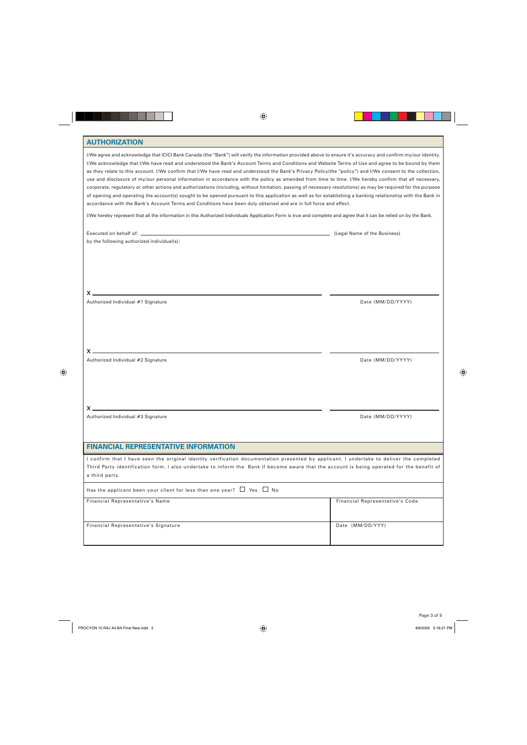## AUTHORIZATION

I/We agree and acknowledge that ICICI Bank Canada (the "Bank") will verify the information provided above to ensure it's accuracy and confirm my/our identity. I/We acknowledge that I/We have read and understood the Bank's Account Terms and Conditions and Website Terms of Use and agree to be bound by them as they relate to this account. I/We confirm that I/We have read and understood the Bank's Privacy Policy(the "policy") and I/We consent to the collection, use and disclosure of my/our personal information in accordance with the policy as amended from time to time. I/We hereby confirm that all necessary, corporate, regulatory or other actions and authorizations (including, without limitation, passing of necessary resolutions) as may be required for the purpose of opening and operating the account(s) sought to be opened pursuant to this application as well as for establishing a banking relationship with the Bank in accordance with the Bank's Account Terms and Conditions have been duly obtained and are in full force and effect.

I/We hereby represent that all the information in this Authorized Individuals Application Form is true and complete and agree that it can be relied on by the Bank.

Executed on behalf of: ______________________________ (Legal Name of the Business)

by the following authorized individual(s):

X ______________________________ ______________

Authorized Individual #1 Signature Date (MM/DD/YYYY)

X ______________________________ ______________

Authorized Individual #2 Signature Date (MM/DD/YYYY)

X ______________________________ ______________

Authorized Individual #3 Signature Date (MM/DD/YYYY)

## FINANCIAL REPRESENTATIVE INFORMATION

I confirm that I have seen the original identity verification documentation presented by applicant. I undertake to deliver the completed Third Party identification form. I also undertake to inform the Bank if become aware that the account is being operated for the benefit of a third party.

Has the applicant been your client for less than one year? ☐ Yes ☐ No

| Financial Representative's Name | Financial Representative's Code |
| --- | --- |
| Financial Representative's Signature | Date (MM/DD/YYY) |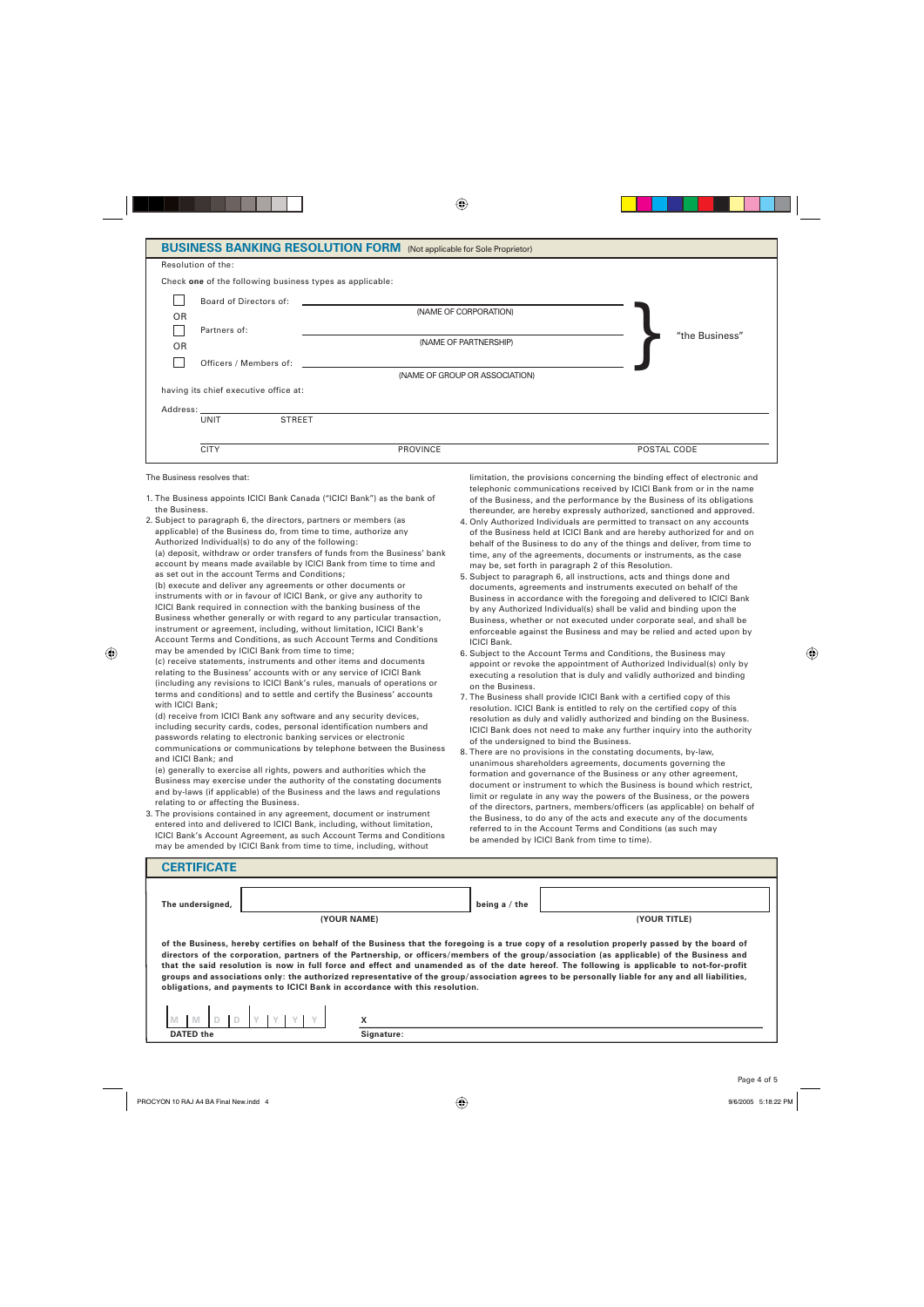## BUSINESS BANKING RESOLUTION FORM (Not applicable for Sole Proprietor)

Resolution of the:

Check **one** of the following business types as applicable:

☐ Board of Directors of: ______________________ (NAME OF CORPORATION)

OR

☐ Partners of: ______________________ (NAME OF PARTNERSHIP)

OR

☐ Officers / Members of: ______________________ (NAME OF GROUP OR ASSOCIATION)

"the Business"

having its chief executive office at:

Address: ______________________
UNIT STREET

______________________
CITY PROVINCE POSTAL CODE

The Business resolves that:

1. The Business appoints ICICI Bank Canada ("ICICI Bank") as the bank of the Business.
2. Subject to paragraph 6, the directors, partners or members (as applicable) of the Business do, from time to time, authorize any Authorized Individual(s) to do any of the following:
   (a) deposit, withdraw or order transfers of funds from the Business' bank account by means made available by ICICI Bank from time to time and as set out in the account Terms and Conditions;
   (b) execute and deliver any agreements or other documents or instruments with or in favour of ICICI Bank, or give any authority to ICICI Bank required in connection with the banking business of the Business whether generally or with regard to any particular transaction, instrument or agreement, including, without limitation, ICICI Bank's Account Terms and Conditions, as such Account Terms and Conditions may be amended by ICICI Bank from time to time;
   (c) receive statements, instruments and other items and documents relating to the Business' accounts with or any service of ICICI Bank (including any revisions to ICICI Bank's rules, manuals of operations or terms and conditions) and to settle and certify the Business' accounts with ICICI Bank;
   (d) receive from ICICI Bank any software and any security devices, including security cards, codes, personal identification numbers and passwords relating to electronic banking services or electronic communications or communications by telephone between the Business and ICICI Bank; and
   (e) generally to exercise all rights, powers and authorities which the Business may exercise under the authority of the constating documents and by-laws (if applicable) of the Business and the laws and regulations relating to or affecting the Business.
3. The provisions contained in any agreement, document or instrument entered into and delivered to ICICI Bank, including, without limitation, ICICI Bank's Account Agreement, as such Account Terms and Conditions may be amended by ICICI Bank from time to time, including, without limitation, the provisions concerning the binding effect of electronic and telephonic communications received by ICICI Bank from or in the name of the Business, and the performance by the Business of its obligations thereunder, are hereby expressly authorized, sanctioned and approved.
4. Only Authorized Individuals are permitted to transact on any accounts of the Business held at ICICI Bank and are hereby authorized for and on behalf of the Business to do any of the things and deliver, from time to time, any of the agreements, documents or instruments, as the case may be, set forth in paragraph 2 of this Resolution.
5. Subject to paragraph 6, all instructions, acts and things done and documents, agreements and instruments executed on behalf of the Business in accordance with the foregoing and delivered to ICICI Bank by any Authorized Individual(s) shall be valid and binding upon the Business, whether or not executed under corporate seal, and shall be enforceable against the Business and may be relied and acted upon by ICICI Bank.
6. Subject to the Account Terms and Conditions, the Business may appoint or revoke the appointment of Authorized Individual(s) only by executing a resolution that is duly and validly authorized and binding on the Business.
7. The Business shall provide ICICI Bank with a certified copy of this resolution. ICICI Bank is entitled to rely on the certified copy of this resolution as duly and validly authorized and binding on the Business. ICICI Bank does not need to make any further inquiry into the authority of the undersigned to bind the Business.
8. There are no provisions in the constating documents, by-law, unanimous shareholders agreements, documents governing the formation and governance of the Business or any other agreement, document or instrument to which the Business is bound which restrict, limit or regulate in any way the powers of the Business, or the powers of the directors, partners, members/officers (as applicable) on behalf of the Business, to do any of the acts and execute any of the documents referred to in the Account Terms and Conditions (as such may be amended by ICICI Bank from time to time).

## CERTIFICATE

**The undersigned,** ______________________ (YOUR NAME) **being a / the** ______________________ (YOUR TITLE)

**of the Business, hereby certifies on behalf of the Business that the foregoing is a true copy of a resolution properly passed by the board of directors of the corporation, partners of the Partnership, or officers/members of the group/association (as applicable) of the Business and that the said resolution is now in full force and effect and unamended as of the date hereof. The following is applicable to not-for-profit groups and associations only: the authorized representative of the group/association agrees to be personally liable for any and all liabilities, obligations, and payments to ICICI Bank in accordance with this resolution.**

M M | D D | Y Y Y Y
**DATED the**

X ______________________
**Signature:**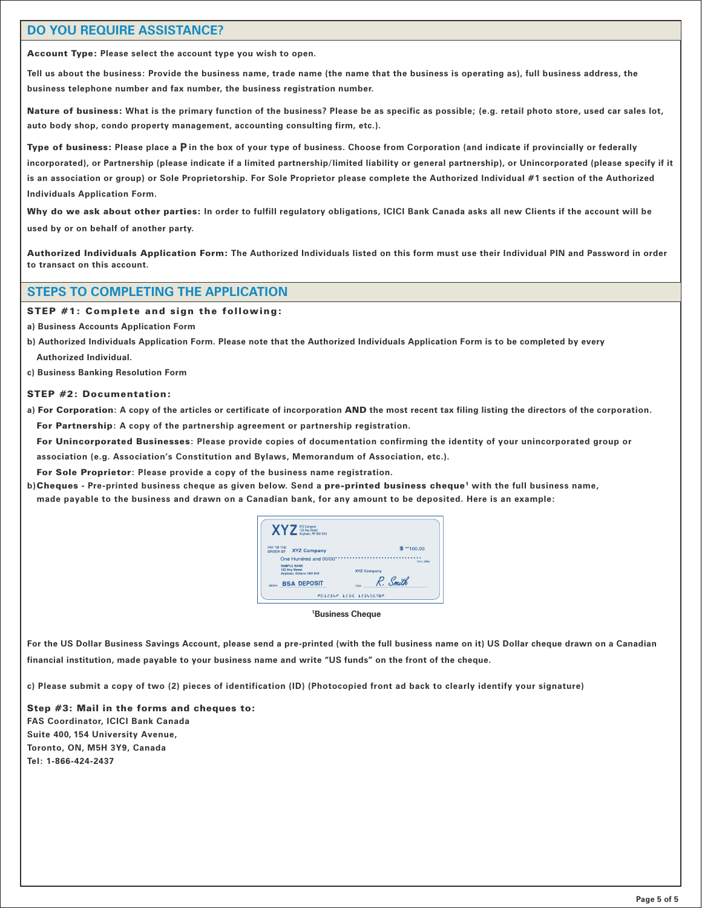## DO YOU REQUIRE ASSISTANCE?

**Account Type:** Please select the account type you wish to open.

Tell us about the business: Provide the business name, trade name (the name that the business is operating as), full business address, the business telephone number and fax number, the business registration number.

**Nature of business:** What is the primary function of the business? Please be as specific as possible; (e.g. retail photo store, used car sales lot, auto body shop, condo property management, accounting consulting firm, etc.).

**Type of business:** Please place a P in the box of your type of business. Choose from Corporation (and indicate if provincially or federally incorporated), or Partnership (please indicate if a limited partnership/limited liability or general partnership), or Unincorporated (please specify if it is an association or group) or Sole Proprietorship. For Sole Proprietor please complete the Authorized Individual #1 section of the Authorized Individuals Application Form.

**Why do we ask about other parties:** In order to fulfill regulatory obligations, ICICI Bank Canada asks all new Clients if the account will be used by or on behalf of another party.

**Authorized Individuals Application Form:** The Authorized Individuals listed on this form must use their Individual PIN and Password in order to transact on this account.

## STEPS TO COMPLETING THE APPLICATION

**STEP #1: Complete and sign the following:**

a) Business Accounts Application Form

b) Authorized Individuals Application Form. Please note that the Authorized Individuals Application Form is to be completed by every Authorized Individual.

c) Business Banking Resolution Form

**STEP #2: Documentation:**

a) **For Corporation**: A copy of the articles or certificate of incorporation **AND** the most recent tax filing listing the directors of the corporation.

**For Partnership**: A copy of the partnership agreement or partnership registration.

**For Unincorporated Businesses**: Please provide copies of documentation confirming the identity of your unincorporated group or association (e.g. Association's Constitution and Bylaws, Memorandum of Association, etc.).

**For Sole Proprietor**: Please provide a copy of the business name registration.

b) **Cheques -** Pre-printed business cheque as given below. Send a **pre-printed business cheque**[1] with the full business name, made payable to the business and drawn on a Canadian bank, for any amount to be deposited. Here is an example:

XYZ XYZ Company 123 Any Street Anytown, PR H0H 0H0

PAY TO THE ORDER OF XYZ Company $ **100.00

One Hundred and 00/100**************************** DOLLARS

SAMPLE BANK 123 Any Street Anytown, Ontario H0H 0H0

XYZ Company

MEMO BSA DEPOSIT PER R. Smith

⑈01234⑈ 123⑆ 12345678⑈

[1]Business Cheque

For the US Dollar Business Savings Account, please send a pre-printed (with the full business name on it) US Dollar cheque drawn on a Canadian financial institution, made payable to your business name and write "US funds" on the front of the cheque.

c) Please submit a copy of two (2) pieces of identification (ID) (Photocopied front ad back to clearly identify your signature)

**Step #3: Mail in the forms and cheques to:**

FAS Coordinator, ICICI Bank Canada
Suite 400, 154 University Avenue,
Toronto, ON, M5H 3Y9, Canada
Tel: 1-866-424-2437